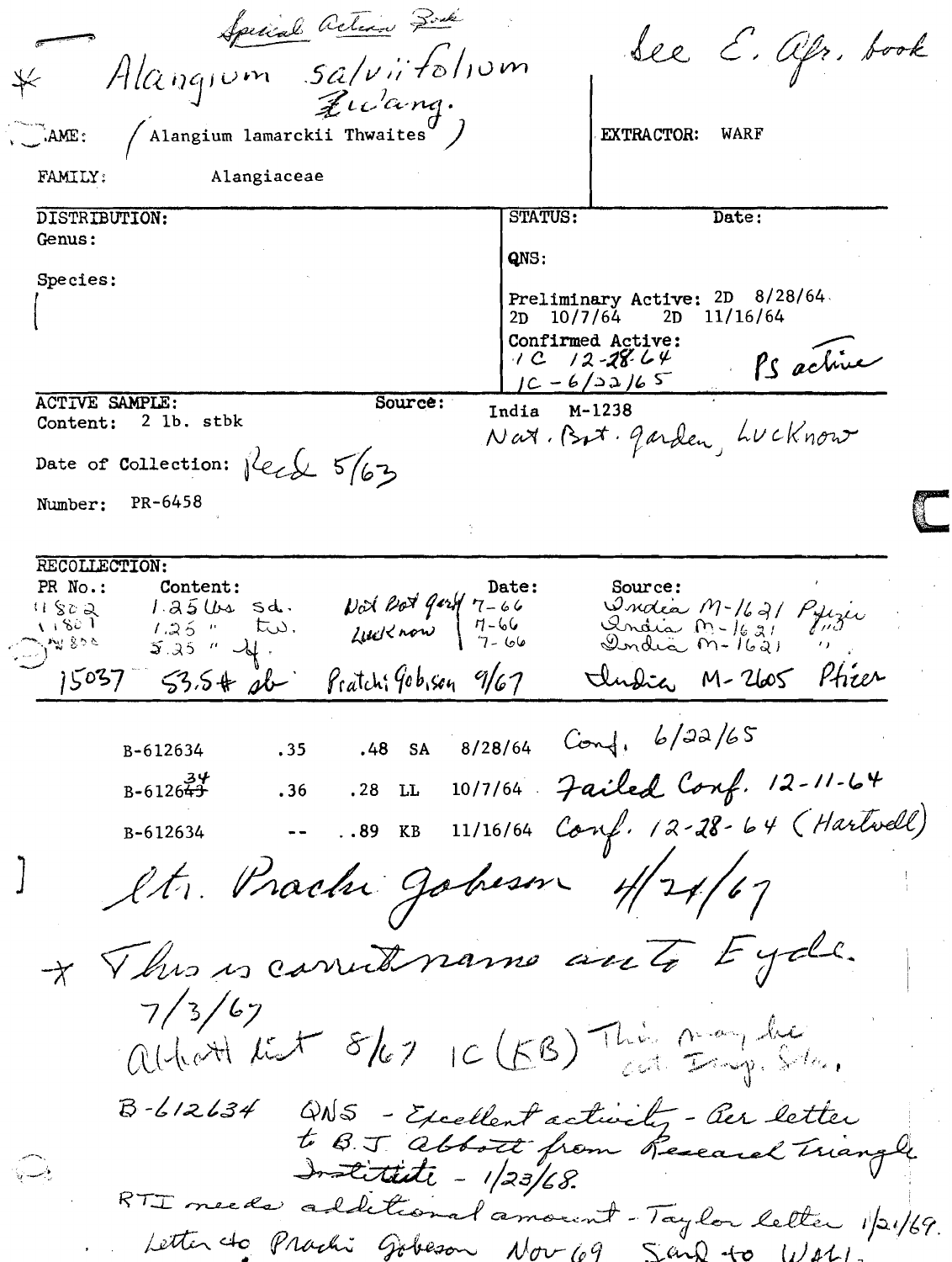Special Action Book

\* *Alangium salviifolium Wang.*

See E. Afr. book

NAME: (Alangium lamarckii Thwaites)

EXTRACTOR: WARF

FAMILY: Alangiaceae

**DISTRIBUTION:**
Genus:

Species:

**STATUS:** Date:

QNS:

Preliminary Active: 2D 8/28/64
2D 10/7/64 2D 11/16/64

Confirmed Active:
1C 12-28-64
1C - 6/22/65

PS active

**ACTIVE SAMPLE:**
Content: 2 lb. stbk

Source: India M-1238
Nat. Bot. garden, Lucknow

Date of Collection: Rec'd 5/63

Number: PR-6458

**RECOLLECTION:**

| PR No.: | Content: | | Date: | Source: |
|---|---|---|---|---|
| 11802 | 1.25 lbs sd. | Nat Bot gard Lucknow | 7-66 | India M-1621 Pfizer |
| 11801 | 1.25 " tw. | | 7-66 | India M-1621 " |
| 11800 | 5.25 " lf. | | 7-66 | India M-1621 " |
| 15037 | 53.5# sb | Pratchi Gobison | 9/67 | India M-2605 Pfizer |

| | | | | | |
|---|---|---|---|---|---|
| B-612634 | .35 | .48 | SA | 8/28/64 | Conf. 6/22/65 |
| B-6126~~43~~34 | .36 | .28 | LL | 10/7/64 | Failed Conf. 12-11-64 |
| B-612634 | -- | .89 | KB | 11/16/64 | Conf. 12-28-64 (Hartwell) |

Ltr. Prachi Gobeson 4/24/67

\* This is correct name acc to Eyde.
7/3/67

Abbott list 8/67 1C (KB) This may be crit. Drug. Selec.

B-612634 QNS - Excellent activity - Per letter to B.J. Abbott from Research Triangle ~~Institute~~ - 1/23/68.

RTI needs additional amount - Taylor letter 1/21/69.

Letter to Prachi Gobeson Nov 69 Sand to Wall.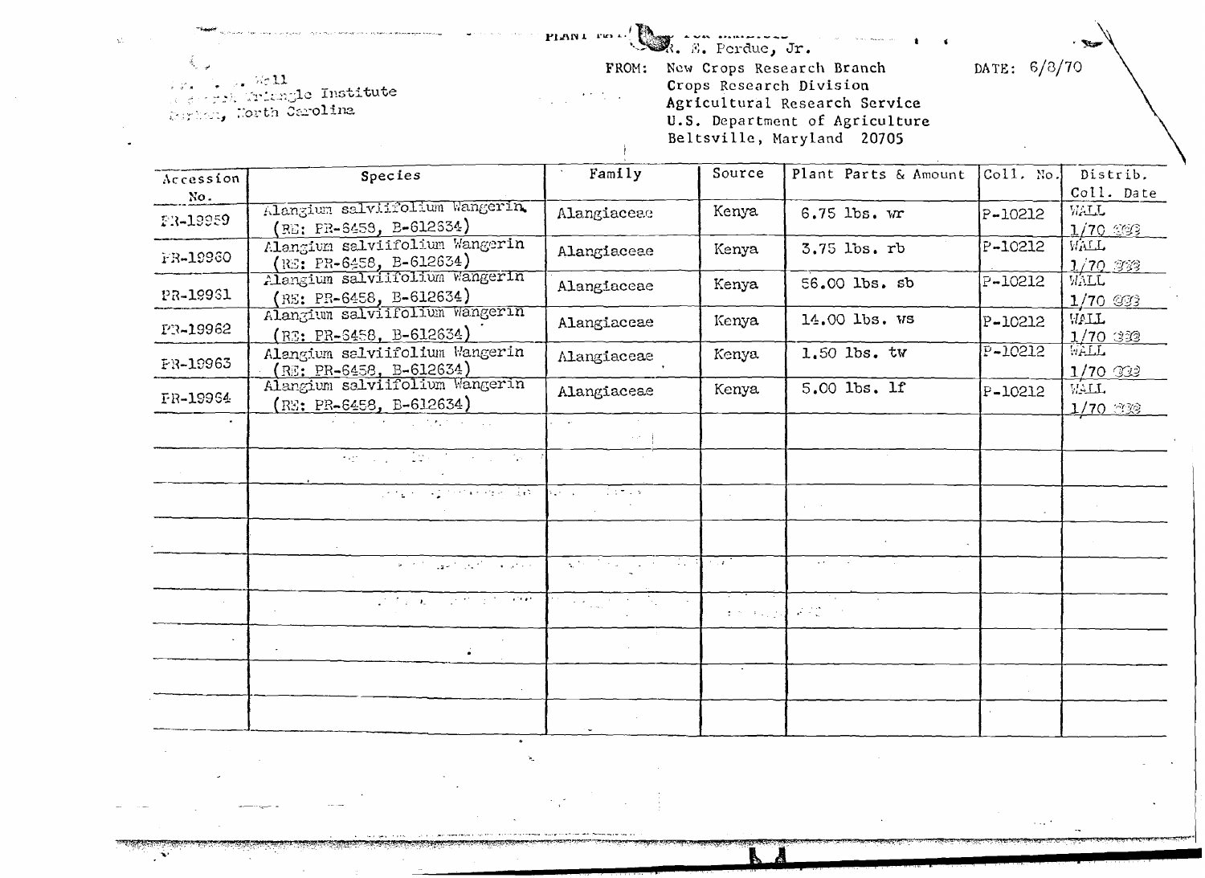PLANT ... R. E. Perdue, Jr.

... Wall
... Triangle Institute
..., North Carolina

FROM: New Crops Research Branch
Crops Research Division
Agricultural Research Service
U.S. Department of Agriculture
Beltsville, Maryland 20705

DATE: 6/8/70

| Accession No. | Species | Family | Source | Plant Parts & Amount | Coll. No. | Distrib. Coll. Date |
|---|---|---|---|---|---|---|
| PR-19959 | Alangium salviifolium Wangerin (RE: PR-6458, B-612634) | Alangiaceae | Kenya | 6.75 lbs. wr | P-10212 | WALL 1/70 |
| PR-19960 | Alangium salviifolium Wangerin (RE: PR-6458, B-612634) | Alangiaceae | Kenya | 3.75 lbs. rb | P-10212 | WALL 1/70 |
| PR-19961 | Alangium salviifolium Wangerin (RE: PR-6458, B-612634) | Alangiaceae | Kenya | 56.00 lbs. sb | P-10212 | WALL 1/70 |
| PR-19962 | Alangium salviifolium Wangerin (RE: PR-6458, B-612634) | Alangiaceae | Kenya | 14.00 lbs. ws | P-10212 | WALL 1/70 |
| PR-19963 | Alangium salviifolium Wangerin (RE: PR-6458, B-612634) | Alangiaceae | Kenya | 1.50 lbs. tw | P-10212 | WALL 1/70 |
| PR-19964 | Alangium salviifolium Wangerin (RE: PR-6458, B-612634) | Alangiaceae | Kenya | 5.00 lbs. lf | P-10212 | WALL 1/70 |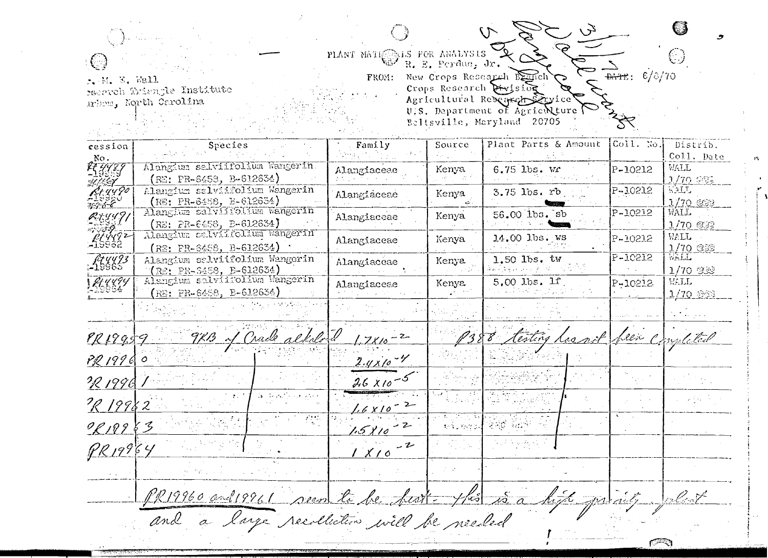PLANT MATERIALS FOR ANALYSIS

R. E. Perdue, Jr.

FROM: New Crops Research Branch
Crops Research Division
Agricultural Research Service
U.S. Department of Agriculture
Beltsville, Maryland 20705

DATE: 6/8/70

3/1/71
Wall wants
large coll
5 lbs dry

... M. E. Wall
...esearch Triangle Institute
...rham, North Carolina

| ...cession No. | Species | Family | Source | Plant Parts & Amount | Coll. No. | Distrib. Coll. Date |
|---|---|---|---|---|---|---|
| PR44489 -19959 | Alangium salviifolium Wangerin (RE: PR-6458, B-612634) | Alangiaceae | Kenya | 6.75 lbs. wr | P-10212 | WALL 1/70 ... |
| PR44490 -19960 | Alangium salviifolium Wangerin (RE: PR-6458, B-612634) | Alangiaceae | Kenya | 3.75 lbs. rb | P-10212 | WALL 1/70 ... |
| PR44491 -19961 | Alangium salviifolium Wangerin (RE: PR-6458, B-612634) | Alangiaceae | Kenya | 56.00 lbs. sb | P-10212 | WALL 1/70 ... |
| PR44492 -19962 | Alangium salviifolium Wangerin (RE: PR-6458, B-612634) | Alangiaceae | Kenya | 14.00 lbs. ws | P-10212 | WALL 1/70 ... |
| PR44493 -19963 | Alangium salviifolium Wangerin (RE: PR-6458, B-612634) | Alangiaceae | Kenya | 1.50 lbs. tw | P-10212 | WALL 1/70 ... |
| PR44494 -19964 | Alangium salviifolium Wangerin (RE: PR-6458, B-612634) | Alangiaceae | Kenya | 5.00 lbs. lf | P-10212 | WALL 1/70 ... |

| | | | |
|---|---|---|---|
| PR19959 | 9KB of Crude alkaloid | $1.7 \times 10^{-2}$ | P388 testing has not been Completed |
| PR19960 | | $2.4 \times 10^{-4}$ | |
| PR19961 | | $2.6 \times 10^{-5}$ | |
| PR19962 | | $1.6 \times 10^{-2}$ | |
| PR19963 | | $1.5 \times 10^{-2}$ | |
| PR19964 | | $1 \times 10^{-2}$ | |

PR19960 and 19961 seem to be best - this is a high priority plant and a large recollection will be needed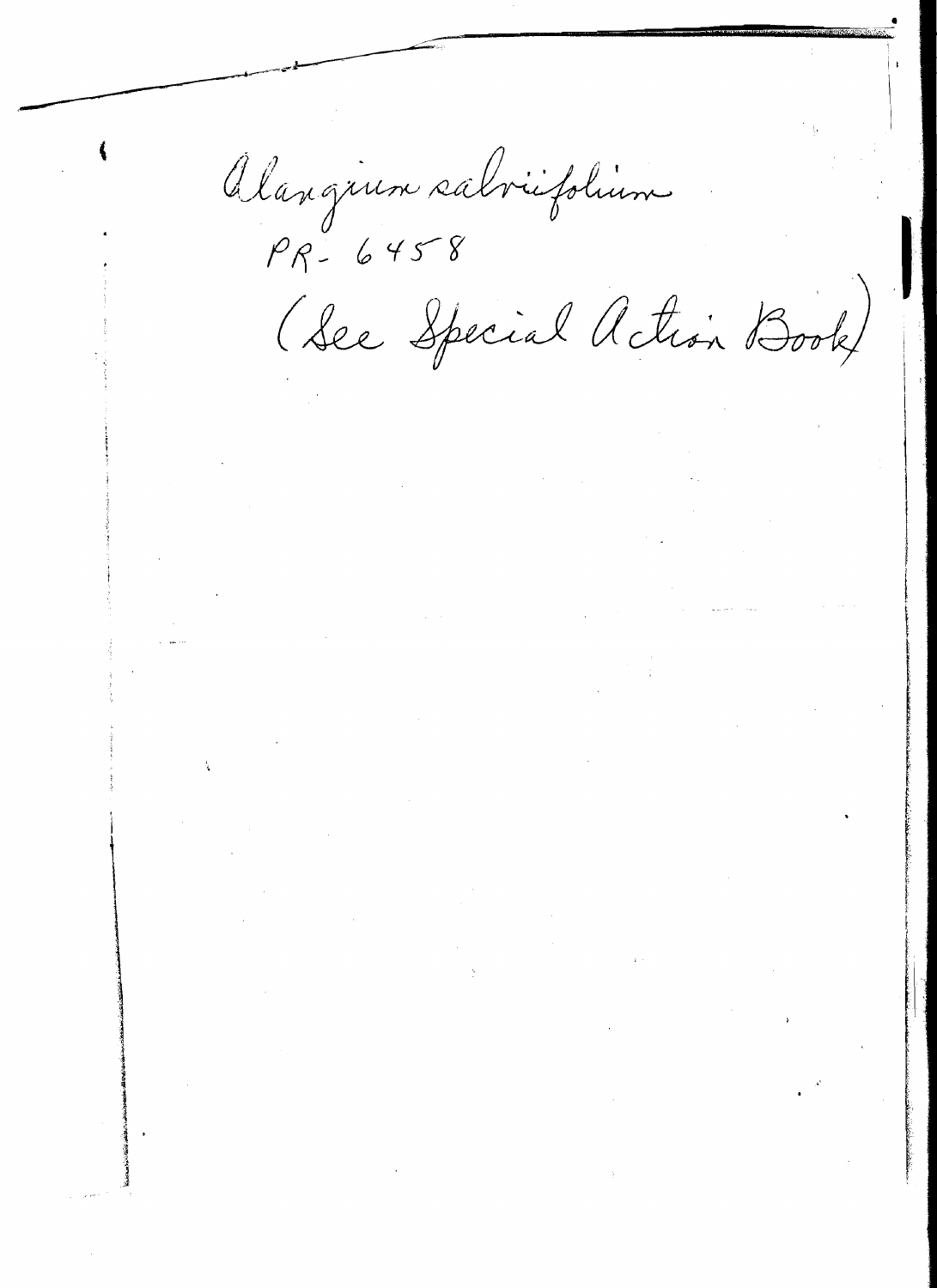Alangium salviifolium
PR- 6458
(See Special Action Book)